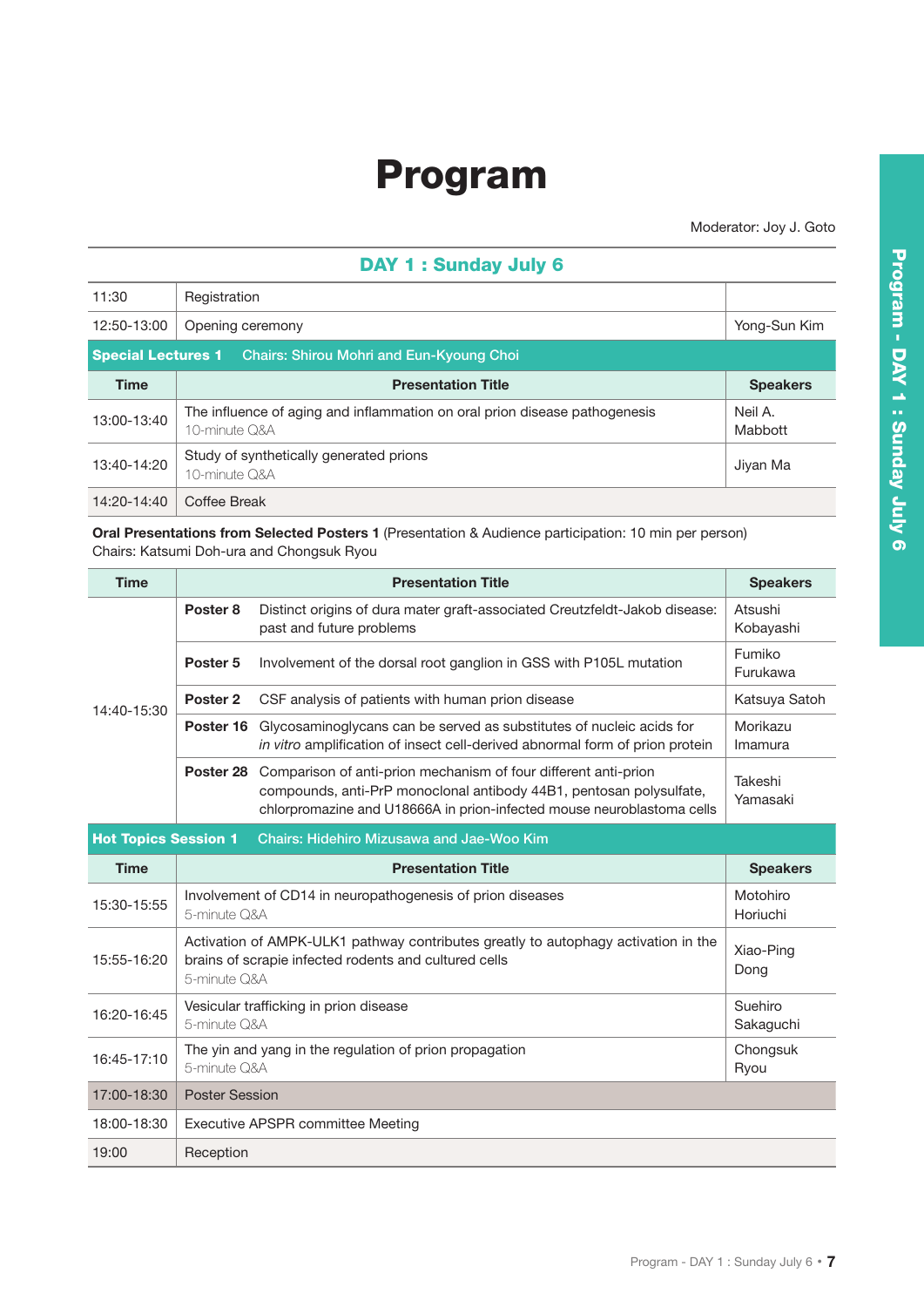# Program

Moderator: Joy J. Goto

## DAY 1 : Sunday July 6

| | | |
|---|---|---|
| 11:30 | Registration | |
| 12:50-13:00 | Opening ceremony | Yong-Sun Kim |

**Special Lectures 1** Chairs: Shirou Mohri and Eun-Kyoung Choi

| Time | Presentation Title | Speakers |
|---|---|---|
| 13:00-13:40 | The influence of aging and inflammation on oral prion disease pathogenesis<br>10-minute Q&A | Neil A. Mabbott |
| 13:40-14:20 | Study of synthetically generated prions<br>10-minute Q&A | Jiyan Ma |
| 14:20-14:40 | Coffee Break | |

**Oral Presentations from Selected Posters 1** (Presentation & Audience participation: 10 min per person)
Chairs: Katsumi Doh-ura and Chongsuk Ryou

| Time | Presentation Title | | Speakers |
|---|---|---|---|
| 14:40-15:30 | **Poster 8** | Distinct origins of dura mater graft-associated Creutzfeldt-Jakob disease: past and future problems | Atsushi Kobayashi |
| | **Poster 5** | Involvement of the dorsal root ganglion in GSS with P105L mutation | Fumiko Furukawa |
| | **Poster 2** | CSF analysis of patients with human prion disease | Katsuya Satoh |
| | **Poster 16** | Glycosaminoglycans can be served as substitutes of nucleic acids for *in vitro* amplification of insect cell-derived abnormal form of prion protein | Morikazu Imamura |
| | **Poster 28** | Comparison of anti-prion mechanism of four different anti-prion compounds, anti-PrP monoclonal antibody 44B1, pentosan polysulfate, chlorpromazine and U18666A in prion-infected mouse neuroblastoma cells | Takeshi Yamasaki |

**Hot Topics Session 1** Chairs: Hidehiro Mizusawa and Jae-Woo Kim

| Time | Presentation Title | Speakers |
|---|---|---|
| 15:30-15:55 | Involvement of CD14 in neuropathogenesis of prion diseases<br>5-minute Q&A | Motohiro Horiuchi |
| 15:55-16:20 | Activation of AMPK-ULK1 pathway contributes greatly to autophagy activation in the brains of scrapie infected rodents and cultured cells<br>5-minute Q&A | Xiao-Ping Dong |
| 16:20-16:45 | Vesicular trafficking in prion disease<br>5-minute Q&A | Suehiro Sakaguchi |
| 16:45-17:10 | The yin and yang in the regulation of prion propagation<br>5-minute Q&A | Chongsuk Ryou |
| 17:00-18:30 | Poster Session | |
| 18:00-18:30 | Executive APSPR committee Meeting | |
| 19:00 | Reception | |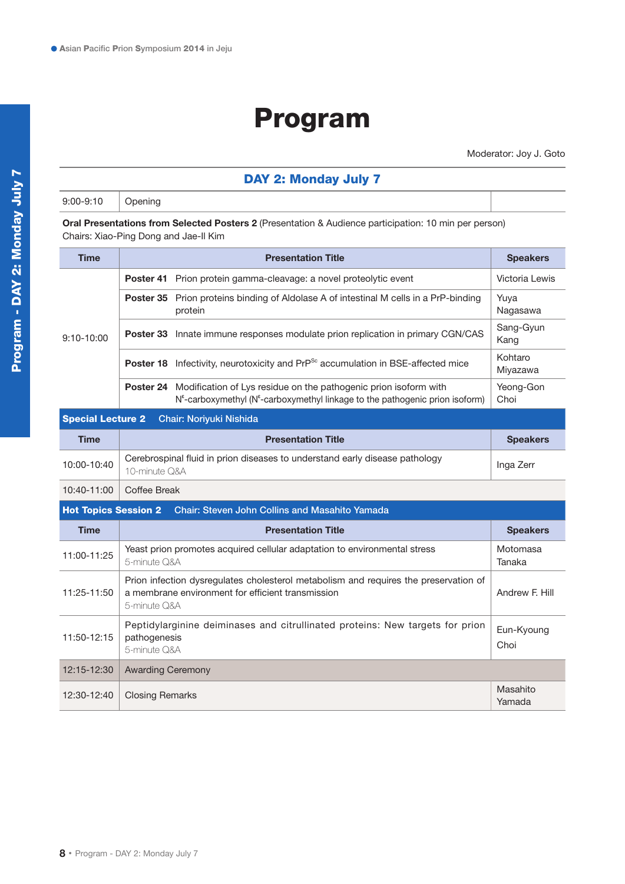# Program

Moderator: Joy J. Goto

## DAY 2: Monday July 7

| | | |
|---|---|---|
| 9:00-9:10 | Opening | |

**Oral Presentations from Selected Posters 2** (Presentation & Audience participation: 10 min per person)
Chairs: Xiao-Ping Dong and Jae-Il Kim

| Time | Presentation Title | Speakers |
|---|---|---|
| 9:10-10:00 | **Poster 41** Prion protein gamma-cleavage: a novel proteolytic event | Victoria Lewis |
| | **Poster 35** Prion proteins binding of Aldolase A of intestinal M cells in a PrP-binding protein | Yuya Nagasawa |
| | **Poster 33** Innate immune responses modulate prion replication in primary CGN/CAS | Sang-Gyun Kang |
| | **Poster 18** Infectivity, neurotoxicity and $PrP^{Sc}$ accumulation in BSE-affected mice | Kohtaro Miyazawa |
| | **Poster 24** Modification of Lys residue on the pathogenic prion isoform with $N^{\varepsilon}$-carboxymethyl ($N^{\varepsilon}$-carboxymethyl linkage to the pathogenic prion isoform) | Yeong-Gon Choi |

**Special Lecture 2** Chair: Noriyuki Nishida

| Time | Presentation Title | Speakers |
|---|---|---|
| 10:00-10:40 | Cerebrospinal fluid in prion diseases to understand early disease pathology<br>10-minute Q&A | Inga Zerr |
| 10:40-11:00 | Coffee Break | |

**Hot Topics Session 2** Chair: Steven John Collins and Masahito Yamada

| Time | Presentation Title | Speakers |
|---|---|---|
| 11:00-11:25 | Yeast prion promotes acquired cellular adaptation to environmental stress<br>5-minute Q&A | Motomasa Tanaka |
| 11:25-11:50 | Prion infection dysregulates cholesterol metabolism and requires the preservation of a membrane environment for efficient transmission<br>5-minute Q&A | Andrew F. Hill |
| 11:50-12:15 | Peptidylarginine deiminases and citrullinated proteins: New targets for prion pathogenesis<br>5-minute Q&A | Eun-Kyoung Choi |
| 12:15-12:30 | Awarding Ceremony | |
| 12:30-12:40 | Closing Remarks | Masahito Yamada |